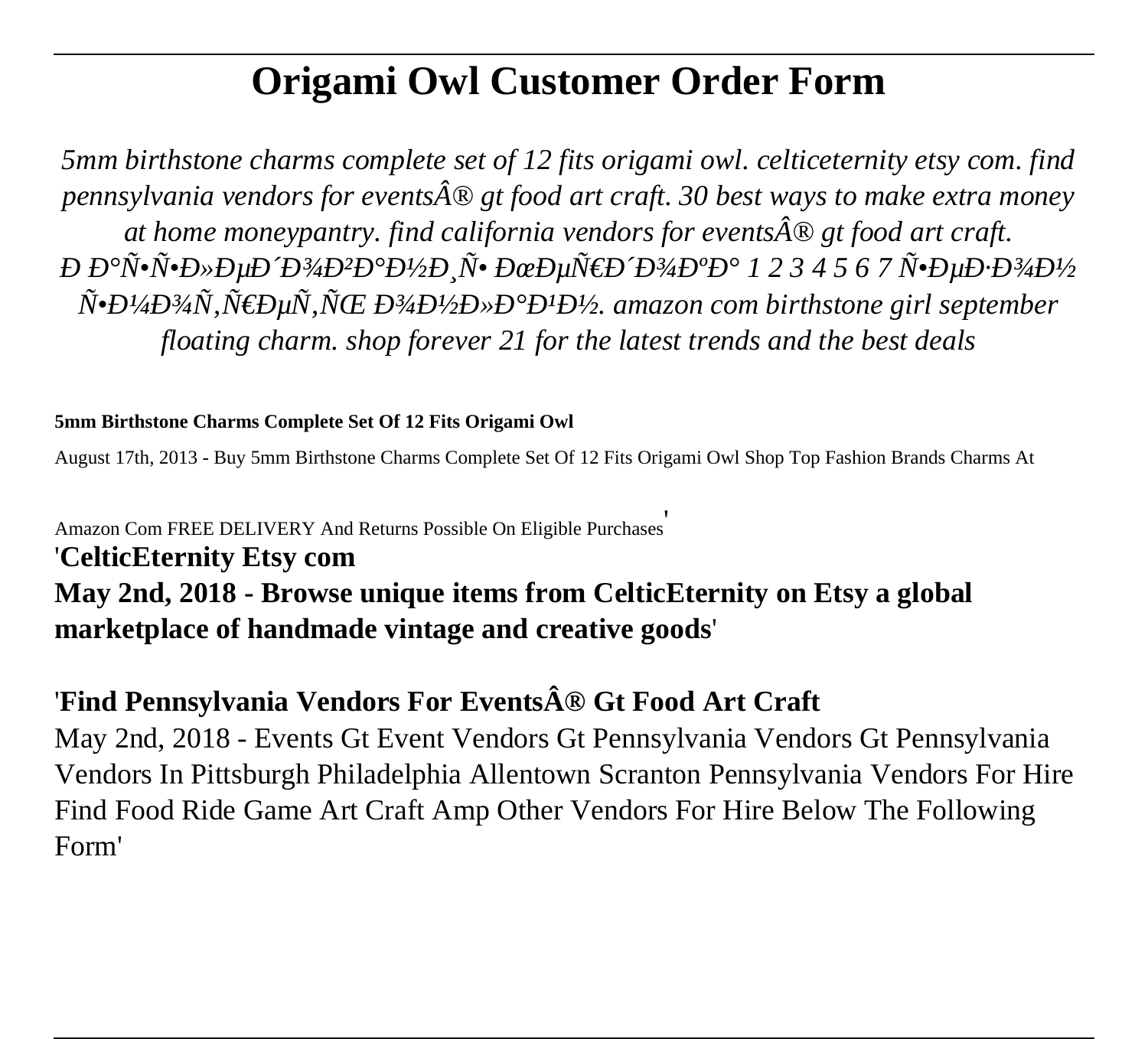# Origami Owl Customer Order Form

*5mm birthstone charms complete set of 12 fits origami owl. celticeternity etsy com. find pennsylvania vendors for eventsÂ® gt food art craft. 30 best ways to make extra money at home moneypantry. find california vendors for eventsÂ® gt food art craft. Ð Ð°Ñ•Ñ•Ð»ÐµÐ´Ð¾Ð²Ð°Ð½Ð¸Ñ• ÐœÐµÑ€Ð´Ð¾ÐºÐ° 1 2 3 4 5 6 7 Ñ•ÐµÐ·Ð¾Ð½ Ñ•Ð¼Ð¾Ñ‚Ñ€ÐµÑ‚ÑŒ Ð¾Ð½Ð»Ð°Ð¹Ð½. amazon com birthstone girl september floating charm. shop forever 21 for the latest trends and the best deals*

**5mm Birthstone Charms Complete Set Of 12 Fits Origami Owl**

August 17th, 2013 - Buy 5mm Birthstone Charms Complete Set Of 12 Fits Origami Owl Shop Top Fashion Brands Charms At Amazon Com FREE DELIVERY And Returns Possible On Eligible Purchases'

'**CelticEternity Etsy com**

**May 2nd, 2018 - Browse unique items from CelticEternity on Etsy a global marketplace of handmade vintage and creative goods**'

'**Find Pennsylvania Vendors For EventsÂ® Gt Food Art Craft**

May 2nd, 2018 - Events Gt Event Vendors Gt Pennsylvania Vendors Gt Pennsylvania Vendors In Pittsburgh Philadelphia Allentown Scranton Pennsylvania Vendors For Hire Find Food Ride Game Art Craft Amp Other Vendors For Hire Below The Following Form'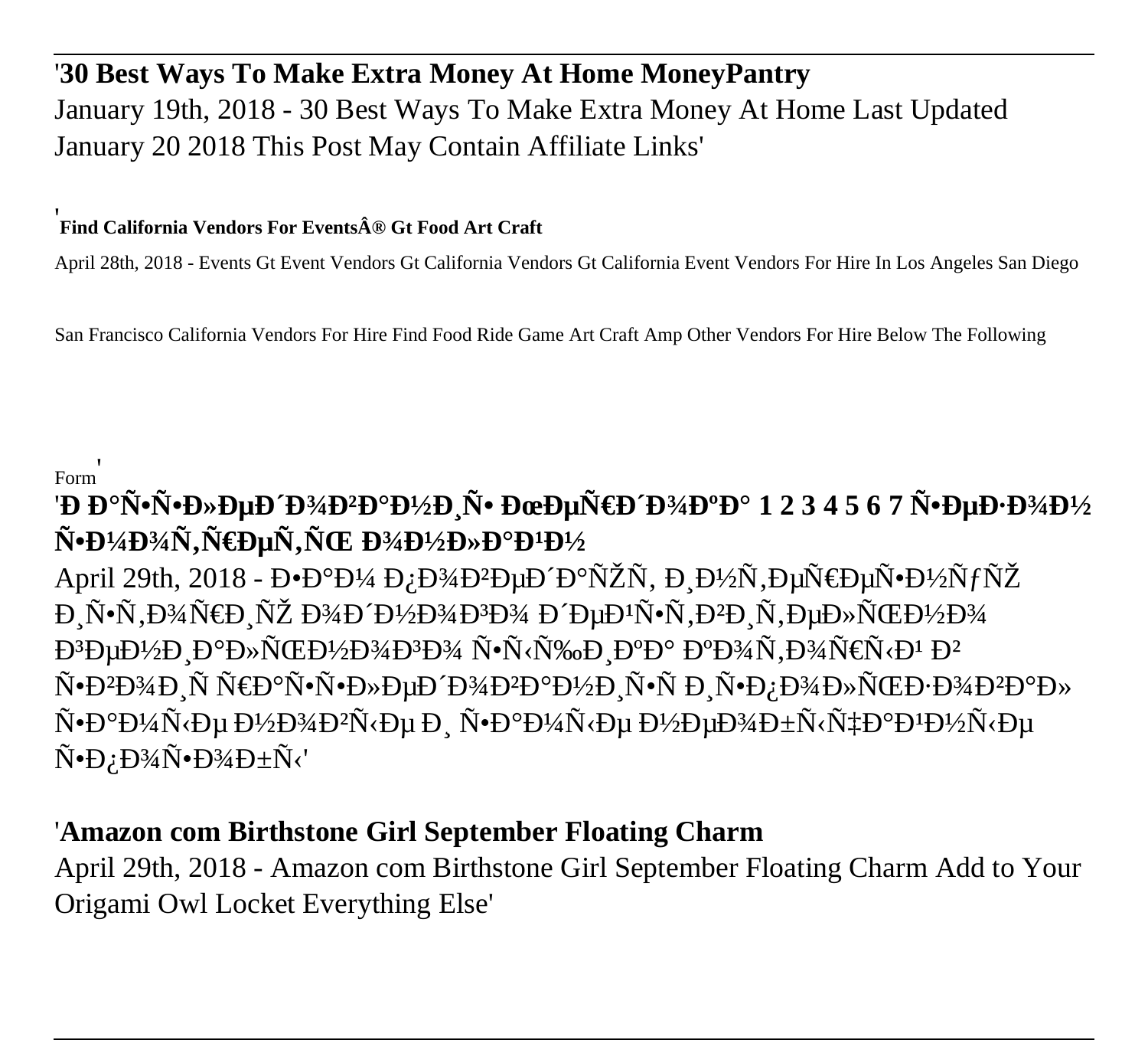'**30 Best Ways To Make Extra Money At Home MoneyPantry**
January 19th, 2018 - 30 Best Ways To Make Extra Money At Home Last Updated January 20 2018 This Post May Contain Affiliate Links'

'**Find California Vendors For EventsÂ® Gt Food Art Craft**

April 28th, 2018 - Events Gt Event Vendors Gt California Vendors Gt California Event Vendors For Hire In Los Angeles San Diego San Francisco California Vendors For Hire Find Food Ride Game Art Craft Amp Other Vendors For Hire Below The Following Form'

'**Ð Ð°Ñ•Ñ•Ð»ÐµÐ´Ð¾Ð²Ð°Ð½Ð¸Ñ• ÐœÐµÑ€Ð´Ð¾ÐºÐ° 1 2 3 4 5 6 7 Ñ•ÐµÐ·Ð¾Ð½ Ñ•Ð¼Ð¾Ñ‚Ñ€ÐµÑ‚ÑŒ Ð¾Ð½Ð»Ð°Ð¹Ð½**
April 29th, 2018 - Ð•Ð°Ð¼ Ð¿Ð¾Ð²ÐµÐ´Ð°ÑŽÑ‚ Ð¸Ð½Ñ‚ÐµÑ€ÐµÑ•Ð½ÑƒÑŽ Ð¸Ñ•Ñ‚Ð¾Ñ€Ð¸ÑŽ Ð¾Ð´Ð½Ð¾Ð³Ð¾ Ð´ÐµÐ¹Ñ•Ñ‚Ð²Ð¸Ñ‚ÐµÐ»ÑŒÐ½Ð¾ Ð³ÐµÐ½Ð¸Ð°Ð»ÑŒÐ½Ð¾Ð³Ð¾ Ñ•Ñ‹Ñ‰Ð¸ÐºÐ° ÐºÐ¾Ñ‚Ð¾Ñ€Ñ‹Ð¹ Ð² Ñ•Ð²Ð¾Ð¸Ñ… Ñ€Ð°Ñ•Ñ•Ð»ÐµÐ´Ð¾Ð²Ð°Ð½Ð¸Ñ•Ñ… Ð¸Ñ•Ð¿Ð¾Ð»ÑŒÐ·Ð¾Ð²Ð°Ð» Ñ•Ð°Ð¼Ñ‹Ðµ Ð½Ð¾Ð²Ñ‹Ðµ Ð¸ Ñ•Ð°Ð¼Ñ‹Ðµ Ð½ÐµÐ¾Ð±Ñ‹Ñ‡Ð°Ð¹Ð½Ñ‹Ðµ Ñ•Ð¿Ð¾Ñ•Ð¾Ð±Ñ‹'

'**Amazon com Birthstone Girl September Floating Charm**
April 29th, 2018 - Amazon com Birthstone Girl September Floating Charm Add to Your Origami Owl Locket Everything Else'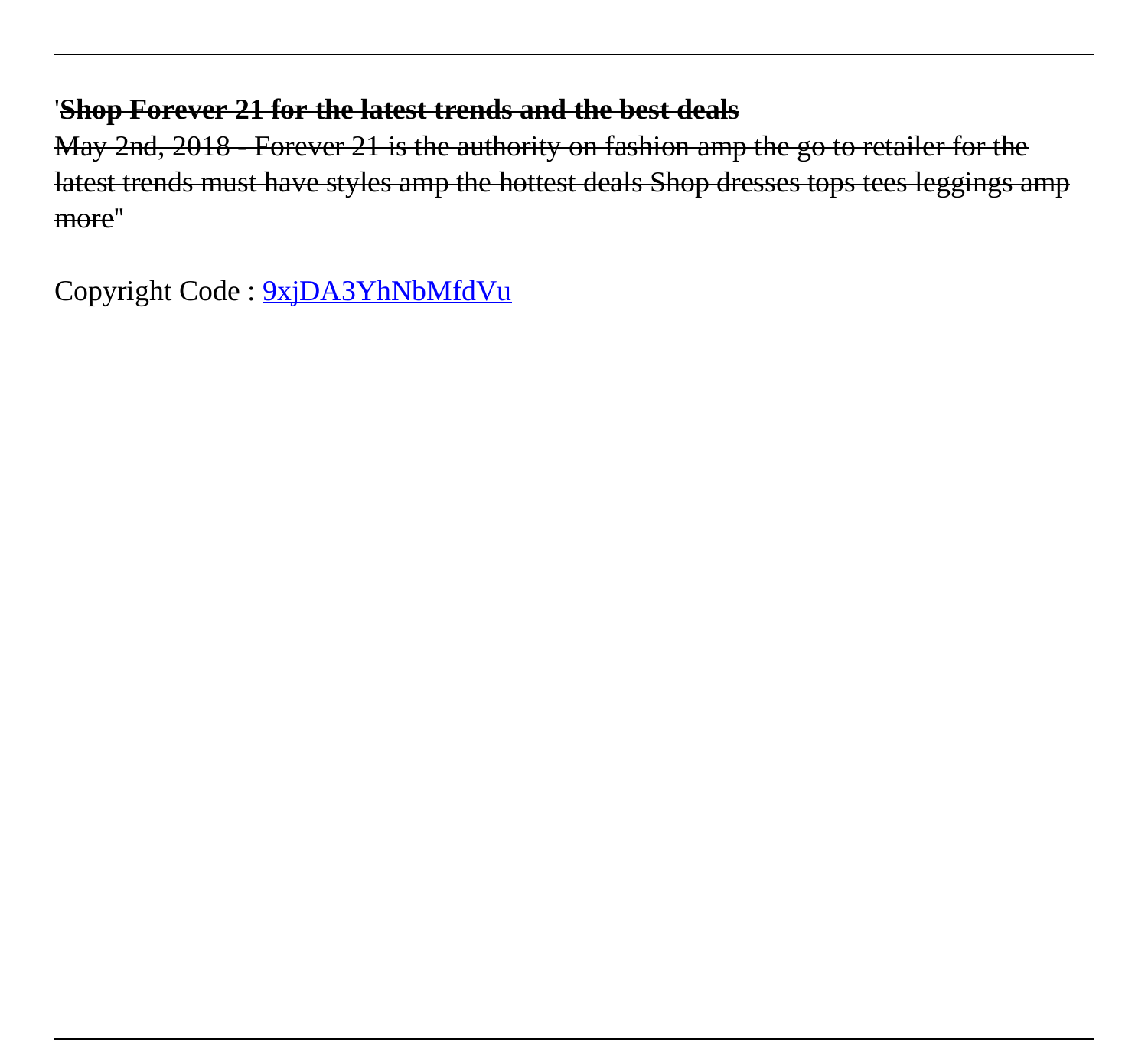'~~**Shop Forever 21 for the latest trends and the best deals**~~
~~May 2nd, 2018 - Forever 21 is the authority on fashion amp the go to retailer for the latest trends must have styles amp the hottest deals Shop dresses tops tees leggings amp more~~"

Copyright Code : [9xjDA3YhNbMfdVu]